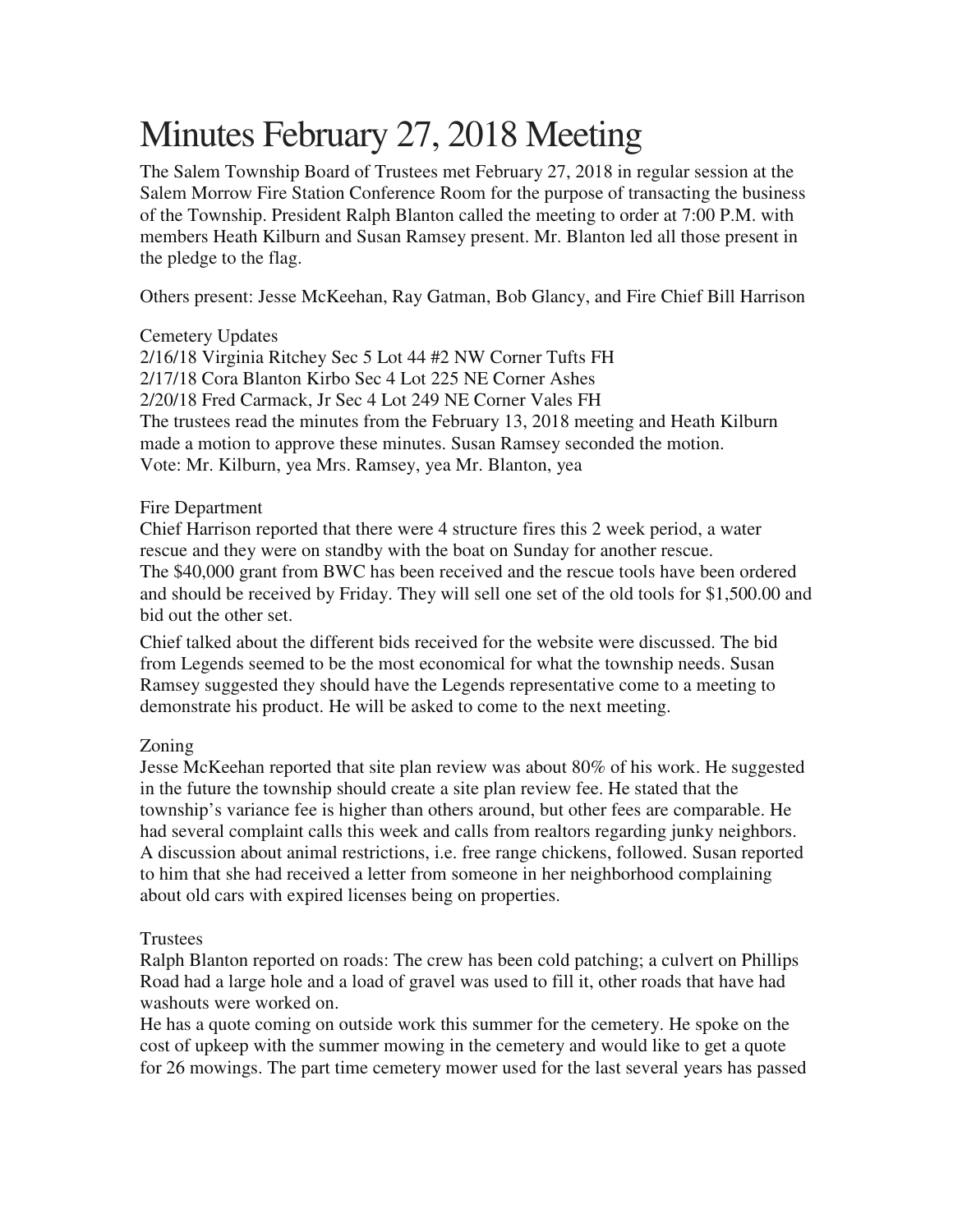# Minutes February 27, 2018 Meeting

The Salem Township Board of Trustees met February 27, 2018 in regular session at the Salem Morrow Fire Station Conference Room for the purpose of transacting the business of the Township. President Ralph Blanton called the meeting to order at 7:00 P.M. with members Heath Kilburn and Susan Ramsey present. Mr. Blanton led all those present in the pledge to the flag.

Others present: Jesse McKeehan, Ray Gatman, Bob Glancy, and Fire Chief Bill Harrison

Cemetery Updates
2/16/18 Virginia Ritchey Sec 5 Lot 44 #2 NW Corner Tufts FH
2/17/18 Cora Blanton Kirbo Sec 4 Lot 225 NE Corner Ashes
2/20/18 Fred Carmack, Jr Sec 4 Lot 249 NE Corner Vales FH
The trustees read the minutes from the February 13, 2018 meeting and Heath Kilburn made a motion to approve these minutes. Susan Ramsey seconded the motion.
Vote: Mr. Kilburn, yea Mrs. Ramsey, yea Mr. Blanton, yea

Fire Department
Chief Harrison reported that there were 4 structure fires this 2 week period, a water rescue and they were on standby with the boat on Sunday for another rescue.
The $40,000 grant from BWC has been received and the rescue tools have been ordered and should be received by Friday. They will sell one set of the old tools for $1,500.00 and bid out the other set.

Chief talked about the different bids received for the website were discussed. The bid from Legends seemed to be the most economical for what the township needs. Susan Ramsey suggested they should have the Legends representative come to a meeting to demonstrate his product. He will be asked to come to the next meeting.

Zoning
Jesse McKeehan reported that site plan review was about 80% of his work. He suggested in the future the township should create a site plan review fee. He stated that the township's variance fee is higher than others around, but other fees are comparable. He had several complaint calls this week and calls from realtors regarding junky neighbors. A discussion about animal restrictions, i.e. free range chickens, followed. Susan reported to him that she had received a letter from someone in her neighborhood complaining about old cars with expired licenses being on properties.

Trustees
Ralph Blanton reported on roads: The crew has been cold patching; a culvert on Phillips Road had a large hole and a load of gravel was used to fill it, other roads that have had washouts were worked on.
He has a quote coming on outside work this summer for the cemetery. He spoke on the cost of upkeep with the summer mowing in the cemetery and would like to get a quote for 26 mowings. The part time cemetery mower used for the last several years has passed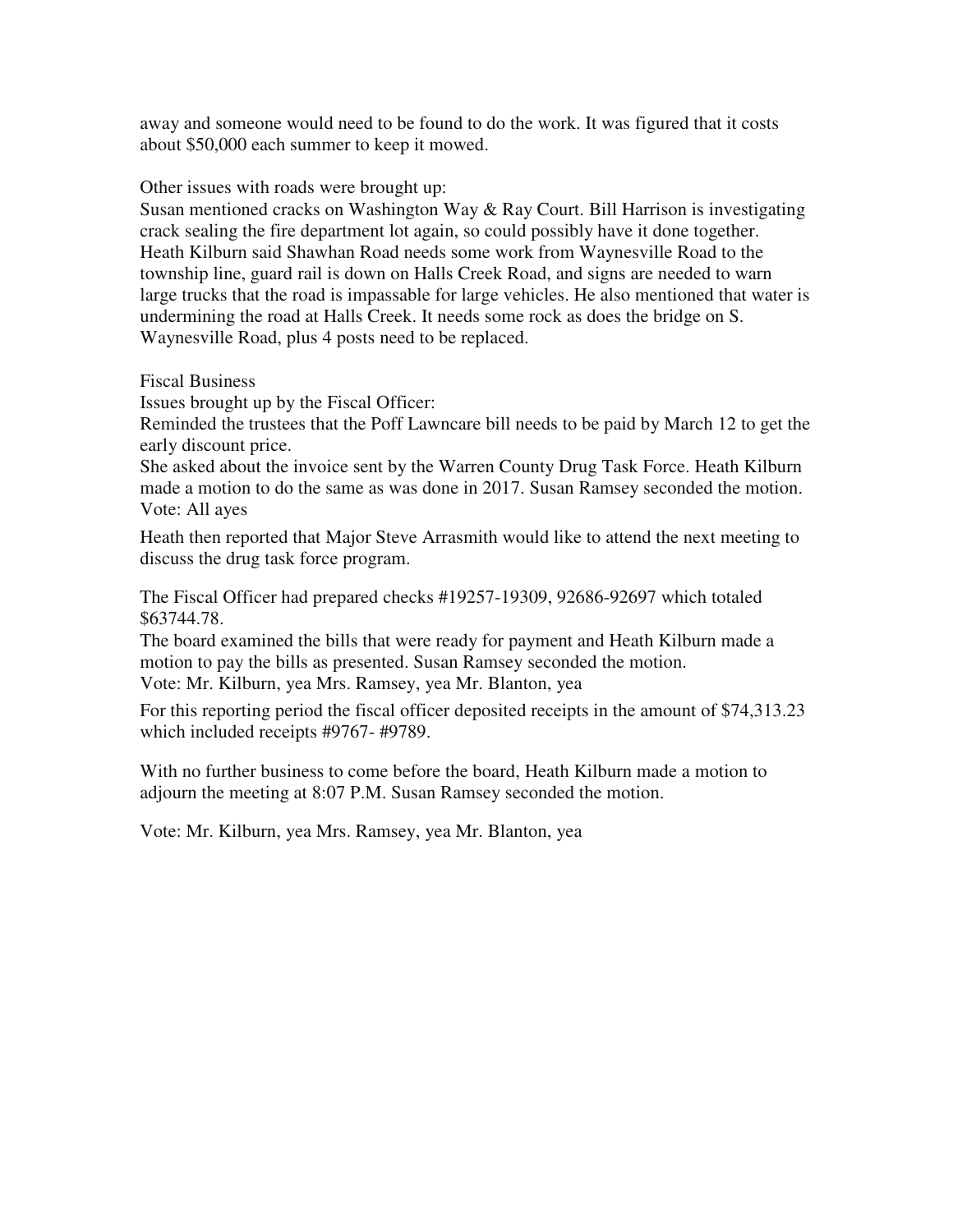away and someone would need to be found to do the work. It was figured that it costs about $50,000 each summer to keep it mowed.

Other issues with roads were brought up:
Susan mentioned cracks on Washington Way & Ray Court. Bill Harrison is investigating crack sealing the fire department lot again, so could possibly have it done together. Heath Kilburn said Shawhan Road needs some work from Waynesville Road to the township line, guard rail is down on Halls Creek Road, and signs are needed to warn large trucks that the road is impassable for large vehicles. He also mentioned that water is undermining the road at Halls Creek. It needs some rock as does the bridge on S. Waynesville Road, plus 4 posts need to be replaced.

Fiscal Business
Issues brought up by the Fiscal Officer:
Reminded the trustees that the Poff Lawncare bill needs to be paid by March 12 to get the early discount price.
She asked about the invoice sent by the Warren County Drug Task Force. Heath Kilburn made a motion to do the same as was done in 2017. Susan Ramsey seconded the motion.
Vote: All ayes

Heath then reported that Major Steve Arrasmith would like to attend the next meeting to discuss the drug task force program.

The Fiscal Officer had prepared checks #19257-19309, 92686-92697 which totaled $63744.78.
The board examined the bills that were ready for payment and Heath Kilburn made a motion to pay the bills as presented. Susan Ramsey seconded the motion.
Vote: Mr. Kilburn, yea Mrs. Ramsey, yea Mr. Blanton, yea

For this reporting period the fiscal officer deposited receipts in the amount of $74,313.23 which included receipts #9767- #9789.

With no further business to come before the board, Heath Kilburn made a motion to adjourn the meeting at 8:07 P.M. Susan Ramsey seconded the motion.

Vote: Mr. Kilburn, yea Mrs. Ramsey, yea Mr. Blanton, yea